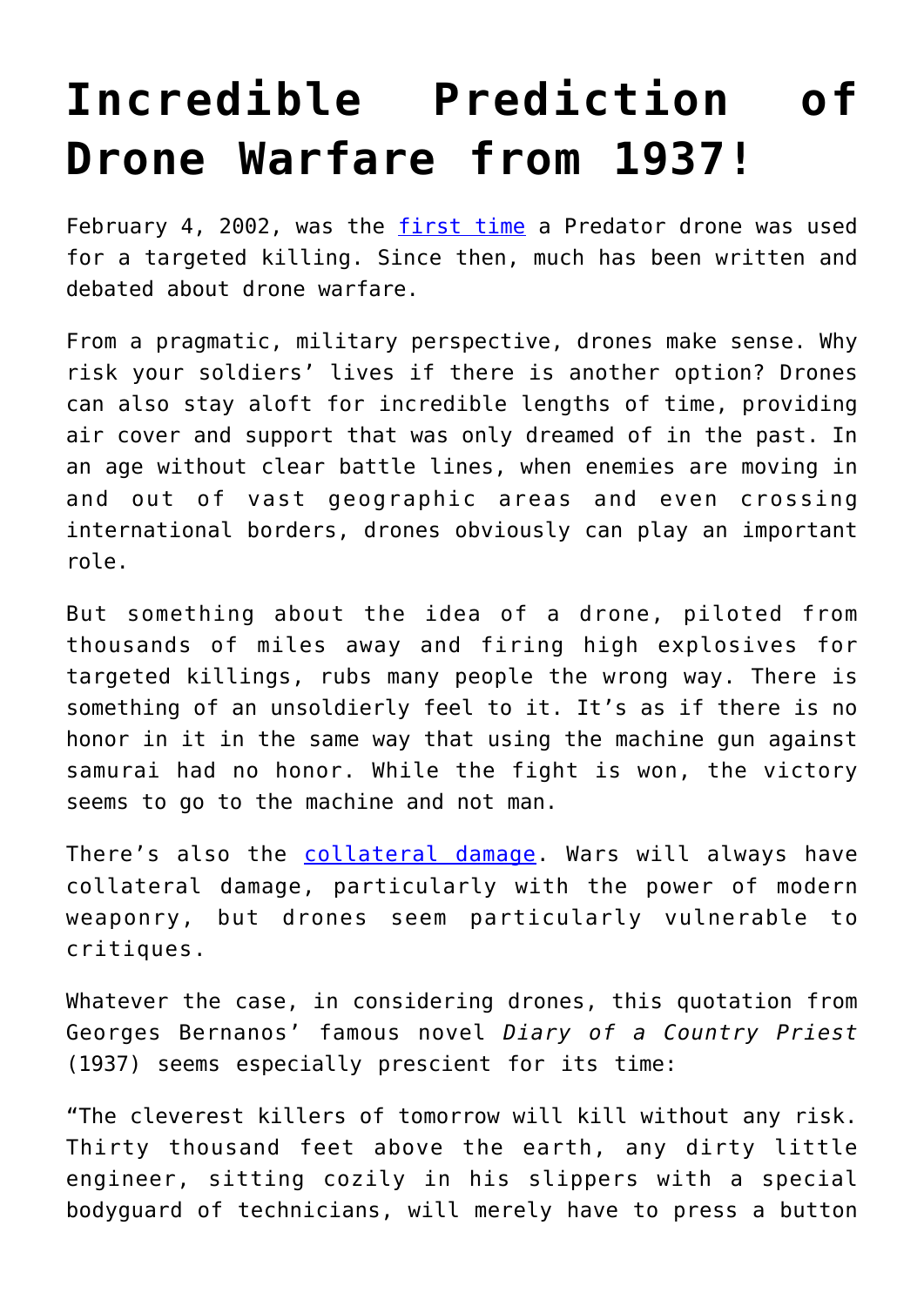# Incredible Prediction of Drone Warfare from 1937!

February 4, 2002, was the [first time](#) a Predator drone was used for a targeted killing. Since then, much has been written and debated about drone warfare.

From a pragmatic, military perspective, drones make sense. Why risk your soldiers' lives if there is another option? Drones can also stay aloft for incredible lengths of time, providing air cover and support that was only dreamed of in the past. In an age without clear battle lines, when enemies are moving in and out of vast geographic areas and even crossing international borders, drones obviously can play an important role.

But something about the idea of a drone, piloted from thousands of miles away and firing high explosives for targeted killings, rubs many people the wrong way. There is something of an unsoldierly feel to it. It's as if there is no honor in it in the same way that using the machine gun against samurai had no honor. While the fight is won, the victory seems to go to the machine and not man.

There's also the [collateral damage](#). Wars will always have collateral damage, particularly with the power of modern weaponry, but drones seem particularly vulnerable to critiques.

Whatever the case, in considering drones, this quotation from Georges Bernanos' famous novel *Diary of a Country Priest* (1937) seems especially prescient for its time:

"The cleverest killers of tomorrow will kill without any risk. Thirty thousand feet above the earth, any dirty little engineer, sitting cozily in his slippers with a special bodyguard of technicians, will merely have to press a button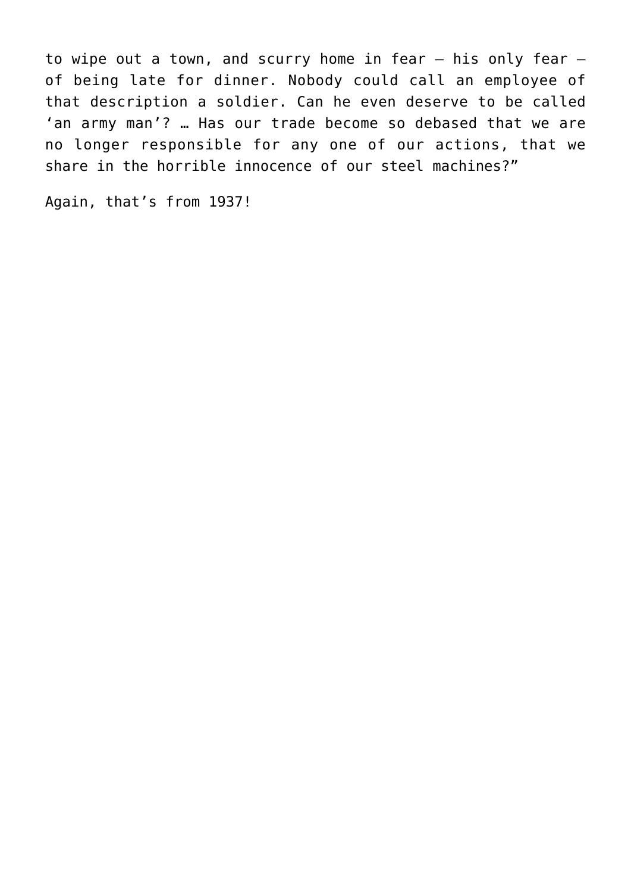to wipe out a town, and scurry home in fear — his only fear — of being late for dinner. Nobody could call an employee of that description a soldier. Can he even deserve to be called 'an army man'? … Has our trade become so debased that we are no longer responsible for any one of our actions, that we share in the horrible innocence of our steel machines?"

Again, that's from 1937!